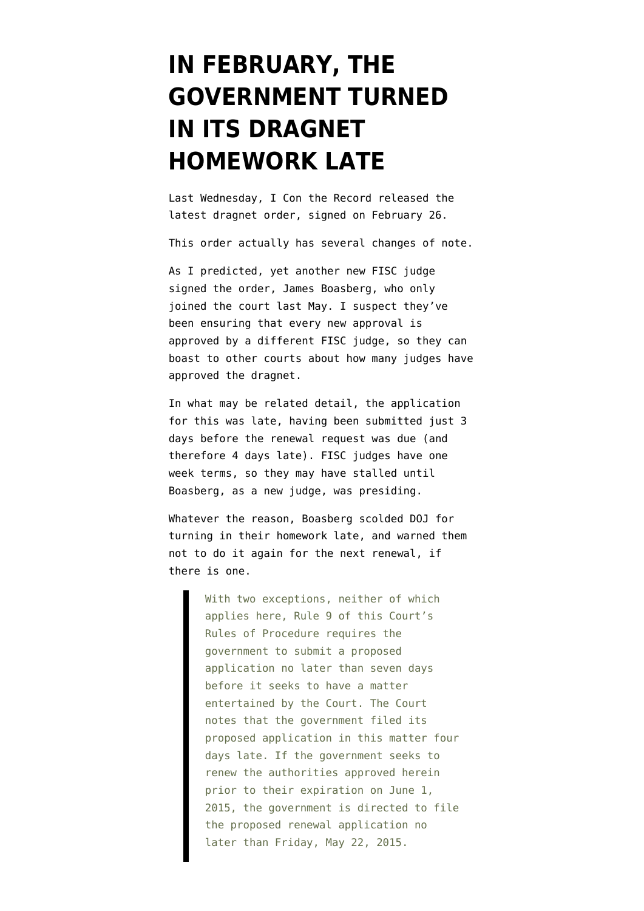# IN FEBRUARY, THE GOVERNMENT TURNED IN ITS DRAGNET HOMEWORK LATE

Last Wednesday, I Con the Record released the latest dragnet order, signed on February 26.

This order actually has several changes of note.

As I predicted, yet another new FISC judge signed the order, James Boasberg, who only joined the court last May. I suspect they've been ensuring that every new approval is approved by a different FISC judge, so they can boast to other courts about how many judges have approved the dragnet.

In what may be related detail, the application for this was late, having been submitted just 3 days before the renewal request was due (and therefore 4 days late). FISC judges have one week terms, so they may have stalled until Boasberg, as a new judge, was presiding.

Whatever the reason, Boasberg scolded DOJ for turning in their homework late, and warned them not to do it again for the next renewal, if there is one.

> With two exceptions, neither of which applies here, Rule 9 of this Court's Rules of Procedure requires the government to submit a proposed application no later than seven days before it seeks to have a matter entertained by the Court. The Court notes that the government filed its proposed application in this matter four days late. If the government seeks to renew the authorities approved herein prior to their expiration on June 1, 2015, the government is directed to file the proposed renewal application no later than Friday, May 22, 2015.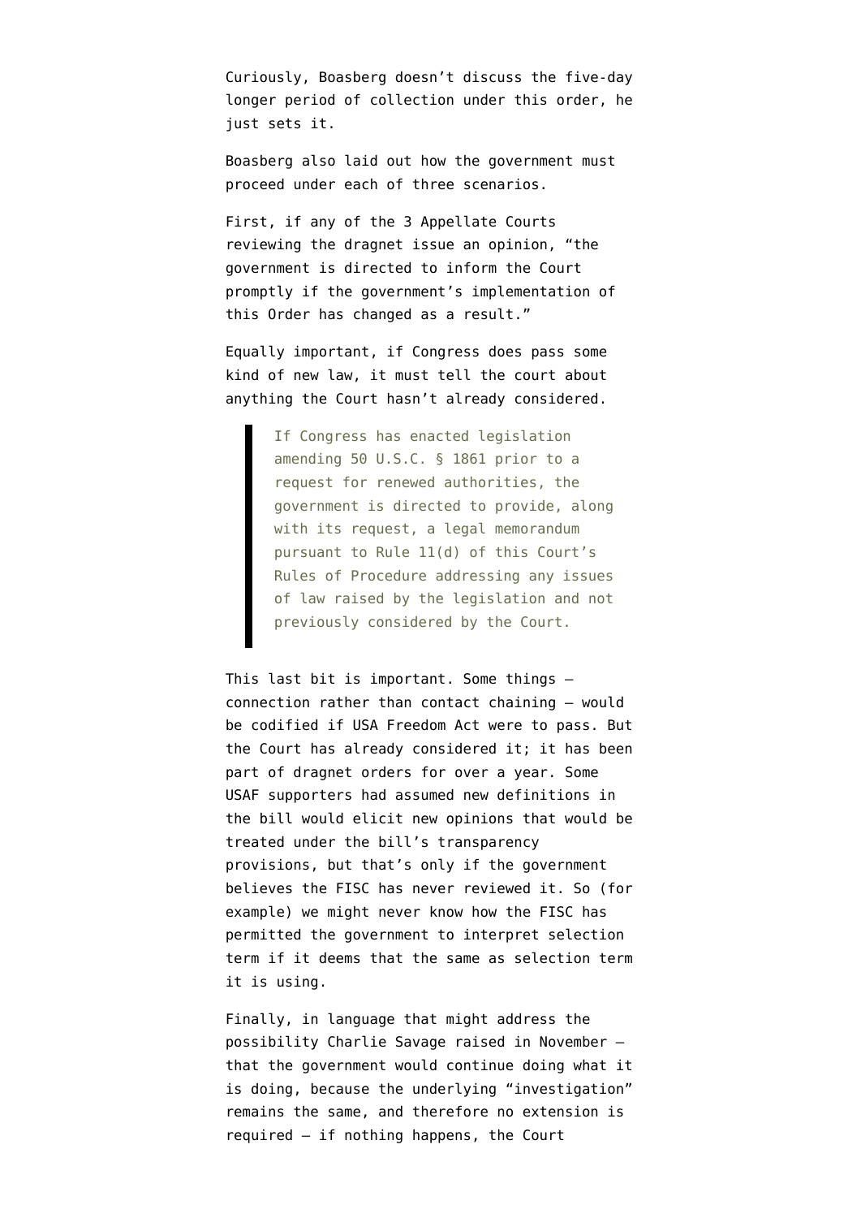Curiously, Boasberg doesn't discuss the five-day longer period of collection under this order, he just sets it.

Boasberg also laid out how the government must proceed under each of three scenarios.

First, if any of the 3 Appellate Courts reviewing the dragnet issue an opinion, "the government is directed to inform the Court promptly if the government's implementation of this Order has changed as a result."

Equally important, if Congress does pass some kind of new law, it must tell the court about anything the Court hasn't already considered.

> If Congress has enacted legislation amending 50 U.S.C. § 1861 prior to a request for renewed authorities, the government is directed to provide, along with its request, a legal memorandum pursuant to Rule 11(d) of this Court's Rules of Procedure addressing any issues of law raised by the legislation and not previously considered by the Court.

This last bit is important. Some things — connection rather than contact chaining — would be codified if USA Freedom Act were to pass. But the Court has already considered it; it has been part of dragnet orders for over a year. Some USAF supporters had assumed new definitions in the bill would elicit new opinions that would be treated under the bill's transparency provisions, but that's only if the government believes the FISC has never reviewed it. So (for example) we might never know how the FISC has permitted the government to interpret selection term if it deems that the same as selection term it is using.

Finally, in language that might address the possibility Charlie Savage raised in November — that the government would continue doing what it is doing, because the underlying "investigation" remains the same, and therefore no extension is required — if nothing happens, the Court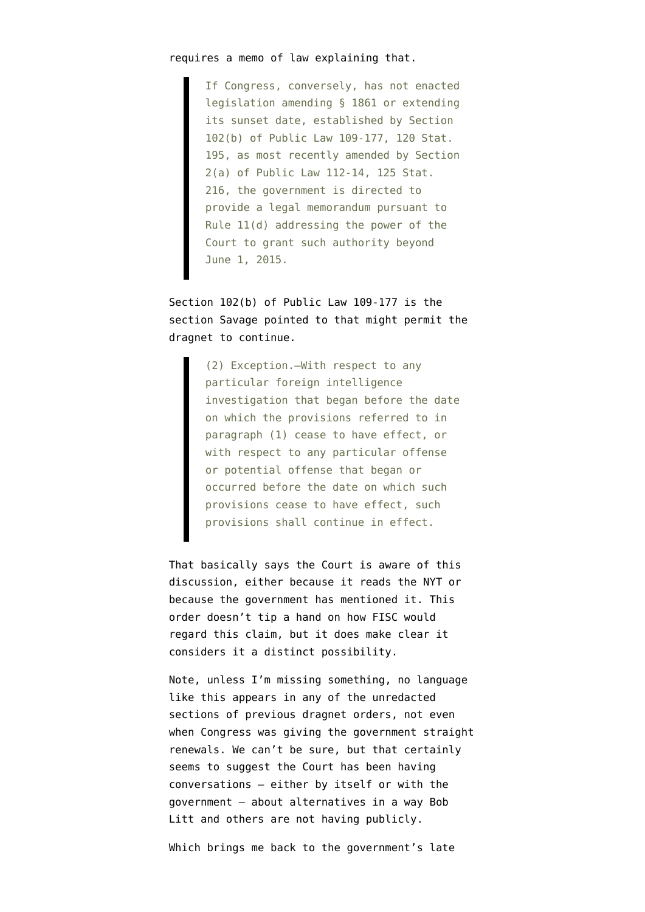requires a memo of law explaining that.

> If Congress, conversely, has not enacted legislation amending § 1861 or extending its sunset date, established by Section 102(b) of Public Law 109-177, 120 Stat. 195, as most recently amended by Section 2(a) of Public Law 112-14, 125 Stat. 216, the government is directed to provide a legal memorandum pursuant to Rule 11(d) addressing the power of the Court to grant such authority beyond June 1, 2015.

Section 102(b) of Public Law 109-177 is the section Savage pointed to that might permit the dragnet to continue.

> (2) Exception.—With respect to any particular foreign intelligence investigation that began before the date on which the provisions referred to in paragraph (1) cease to have effect, or with respect to any particular offense or potential offense that began or occurred before the date on which such provisions cease to have effect, such provisions shall continue in effect.

That basically says the Court is aware of this discussion, either because it reads the NYT or because the government has mentioned it. This order doesn't tip a hand on how FISC would regard this claim, but it does make clear it considers it a distinct possibility.

Note, unless I'm missing something, no language like this appears in any of the unredacted sections of previous dragnet orders, not even when Congress was giving the government straight renewals. We can't be sure, but that certainly seems to suggest the Court has been having conversations — either by itself or with the government — about alternatives in a way Bob Litt and others are not having publicly.

Which brings me back to the government's late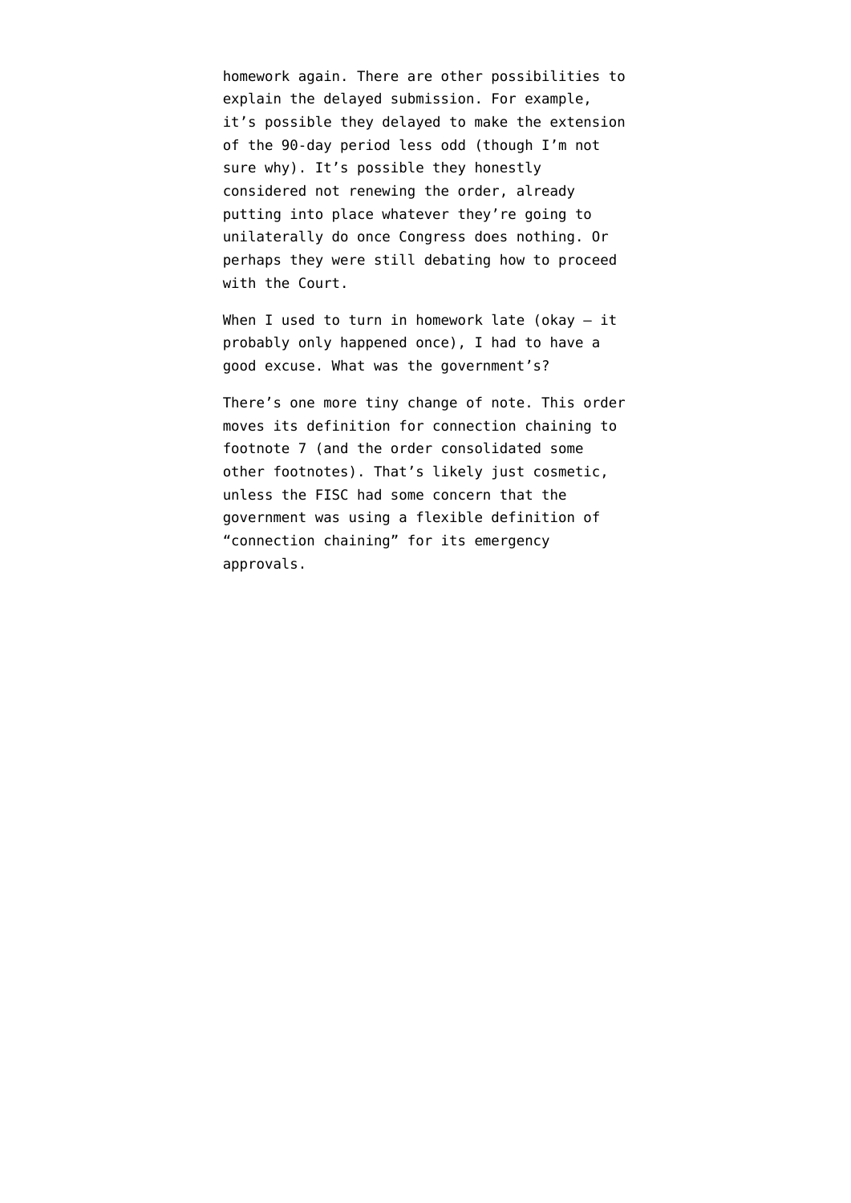homework again. There are other possibilities to explain the delayed submission. For example, it's possible they delayed to make the extension of the 90-day period less odd (though I'm not sure why). It's possible they honestly considered not renewing the order, already putting into place whatever they're going to unilaterally do once Congress does nothing. Or perhaps they were still debating how to proceed with the Court.

When I used to turn in homework late (okay – it probably only happened once), I had to have a good excuse. What was the government's?

There's one more tiny change of note. This order moves its definition for connection chaining to footnote 7 (and the order consolidated some other footnotes). That's likely just cosmetic, unless the FISC had some concern that the government was using a flexible definition of "connection chaining" for its emergency approvals.